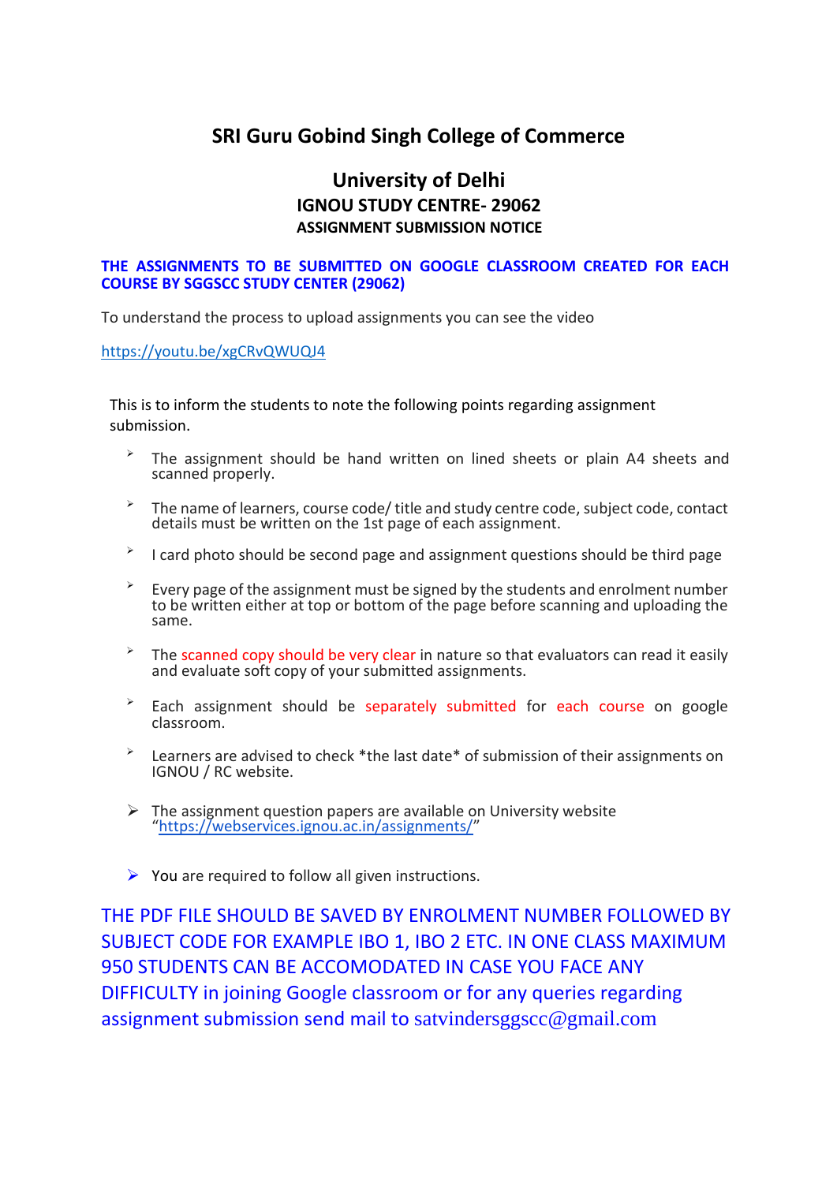# SRI Guru Gobind Singh College of Commerce

## University of Delhi

### IGNOU STUDY CENTRE- 29062

#### ASSIGNMENT SUBMISSION NOTICE

**THE ASSIGNMENTS TO BE SUBMITTED ON GOOGLE CLASSROOM CREATED FOR EACH COURSE BY SGGSCC STUDY CENTER (29062)**

To understand the process to upload assignments you can see the video

https://youtu.be/xgCRvQWUQJ4

This is to inform the students to note the following points regarding assignment submission.

- The assignment should be hand written on lined sheets or plain A4 sheets and scanned properly.
- The name of learners, course code/ title and study centre code, subject code, contact details must be written on the 1st page of each assignment.
- I card photo should be second page and assignment questions should be third page
- Every page of the assignment must be signed by the students and enrolment number to be written either at top or bottom of the page before scanning and uploading the same.
- The scanned copy should be very clear in nature so that evaluators can read it easily and evaluate soft copy of your submitted assignments.
- Each assignment should be separately submitted for each course on google classroom.
- Learners are advised to check *the last date* of submission of their assignments on IGNOU / RC website.
- The assignment question papers are available on University website "https://webservices.ignou.ac.in/assignments/"
- You are required to follow all given instructions.

THE PDF FILE SHOULD BE SAVED BY ENROLMENT NUMBER FOLLOWED BY SUBJECT CODE FOR EXAMPLE IBO 1, IBO 2 ETC. IN ONE CLASS MAXIMUM 950 STUDENTS CAN BE ACCOMODATED IN CASE YOU FACE ANY DIFFICULTY in joining Google classroom or for any queries regarding assignment submission send mail to satvindersggscc@gmail.com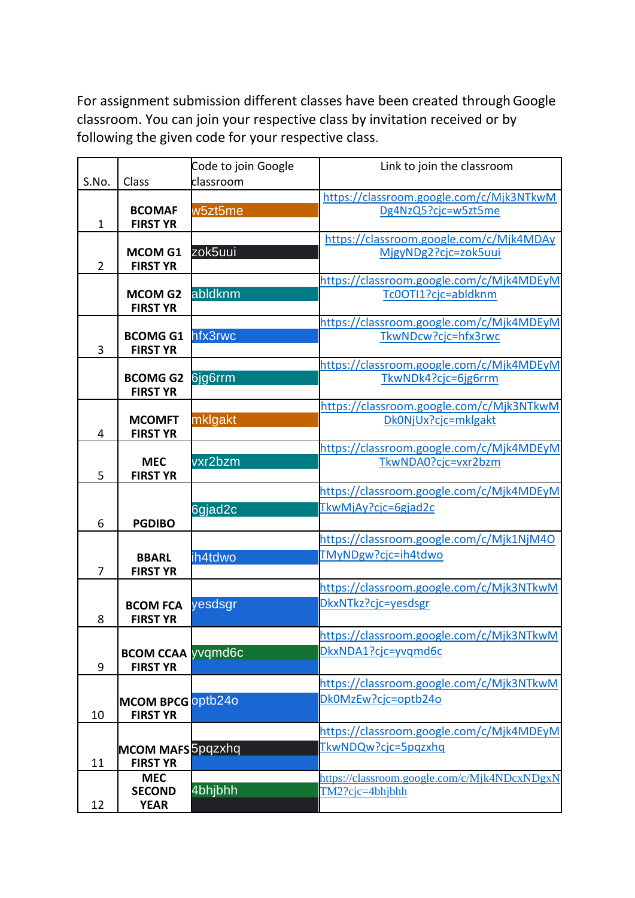For assignment submission different classes have been created through Google classroom. You can join your respective class by invitation received or by following the given code for your respective class.

| S.No. | Class | Code to join Google classroom | Link to join the classroom |
|---|---|---|---|
| 1 | **BCOMAF FIRST YR** | w5zt5me | https://classroom.google.com/c/Mjk3NTkwMDg4NzQ5?cjc=w5zt5me |
| 2 | **MCOM G1 FIRST YR** | zok5uui | https://classroom.google.com/c/Mjk4MDAyMjgyNDg2?cjc=zok5uui |
| | **MCOM G2 FIRST YR** | abldknm | https://classroom.google.com/c/Mjk4MDEyMTc0OTI1?cjc=abldknm |
| 3 | **BCOMG G1 FIRST YR** | hfx3rwc | https://classroom.google.com/c/Mjk4MDEyMTkwNDcw?cjc=hfx3rwc |
| | **BCOMG G2 FIRST YR** | 6jg6rrm | https://classroom.google.com/c/Mjk4MDEyMTkwNDk4?cjc=6jg6rrm |
| 4 | **MCOMFT FIRST YR** | mklgakt | https://classroom.google.com/c/Mjk3NTkwMDk0NjUx?cjc=mklgakt |
| 5 | **MEC FIRST YR** | vxr2bzm | https://classroom.google.com/c/Mjk4MDEyMTkwNDA0?cjc=vxr2bzm |
| 6 | **PGDIBO** | 6gjad2c | https://classroom.google.com/c/Mjk4MDEyMTkwMjAy?cjc=6gjad2c |
| 7 | **BBARL FIRST YR** | ih4tdwo | https://classroom.google.com/c/Mjk1NjM4OTMyNDgw?cjc=ih4tdwo |
| 8 | **BCOM FCA FIRST YR** | yesdsgr | https://classroom.google.com/c/Mjk3NTkwMDkxNTkz?cjc=yesdsgr |
| 9 | **BCOM CCAA FIRST YR** | yvqmd6c | https://classroom.google.com/c/Mjk3NTkwMDkxNDA1?cjc=yvqmd6c |
| 10 | **MCOM BPCG FIRST YR** | optb24o | https://classroom.google.com/c/Mjk3NTkwMDk0MzEw?cjc=optb24o |
| 11 | **MCOM MAFS FIRST YR** | 5pqzxhq | https://classroom.google.com/c/Mjk4MDEyMTkwNDQw?cjc=5pqzxhq |
| 12 | **MEC SECOND YEAR** | 4bhjbhh | https://classroom.google.com/c/Mjk4NDcxNDgxNTM2?cjc=4bhjbhh |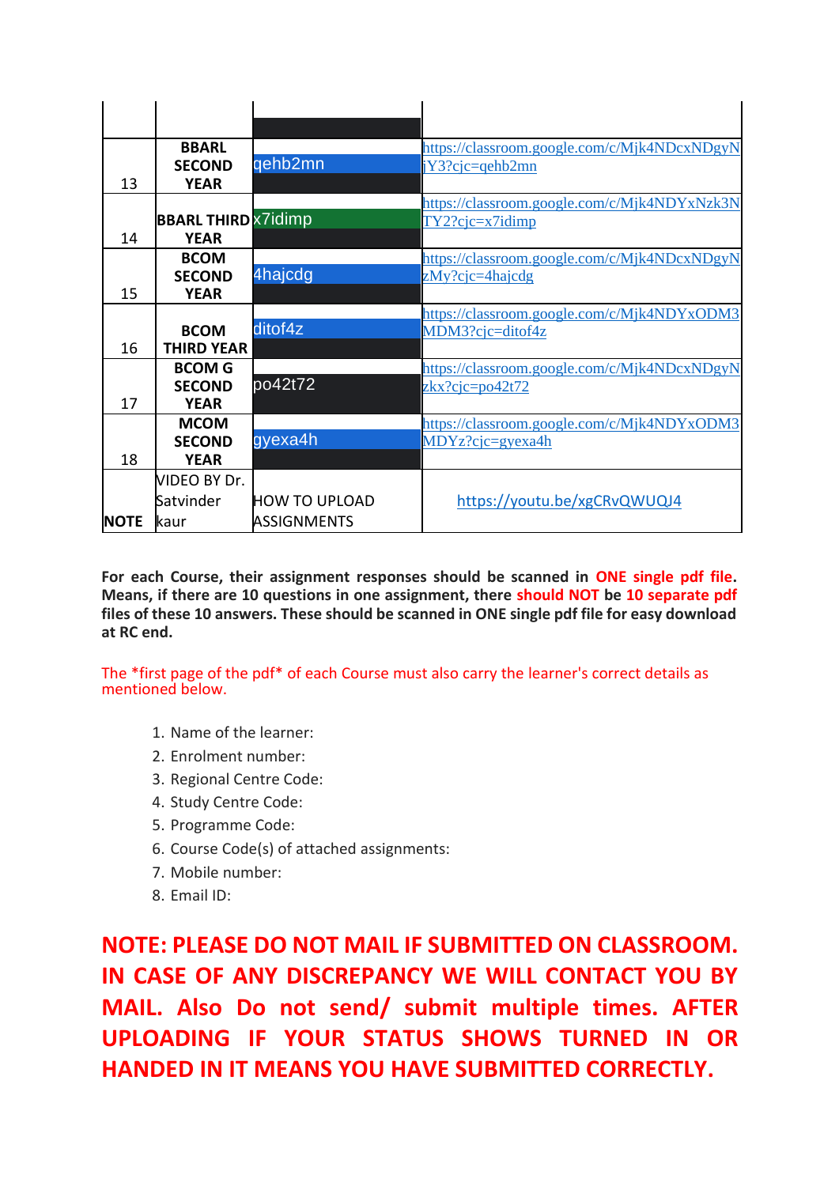| | | | |
|---|---|---|---|
| | | | |
| 13 | BBARL SECOND YEAR | qehb2mn | https://classroom.google.com/c/Mjk4NDcxNDgyNjY3?cjc=qehb2mn |
| 14 | BBARL THIRD YEAR | x7idimp | https://classroom.google.com/c/Mjk4NDYxNzk3NTY2?cjc=x7idimp |
| 15 | BCOM SECOND YEAR | 4hajcdg | https://classroom.google.com/c/Mjk4NDcxNDgyNzMy?cjc=4hajcdg |
| 16 | BCOM THIRD YEAR | ditof4z | https://classroom.google.com/c/Mjk4NDYxODM3MDM3?cjc=ditof4z |
| 17 | BCOM G SECOND YEAR | po42t72 | https://classroom.google.com/c/Mjk4NDcxNDgyNzkx?cjc=po42t72 |
| 18 | MCOM SECOND YEAR | gyexa4h | https://classroom.google.com/c/Mjk4NDYxODM3MDYz?cjc=gyexa4h |
| NOTE | VIDEO BY Dr. Satvinder kaur | HOW TO UPLOAD ASSIGNMENTS | https://youtu.be/xgCRvQWUQJ4 |

**For each Course, their assignment responses should be scanned in ONE single pdf file. Means, if there are 10 questions in one assignment, there should NOT be 10 separate pdf files of these 10 answers. These should be scanned in ONE single pdf file for easy download at RC end.**

The *first page of the pdf* of each Course must also carry the learner's correct details as mentioned below.

1. Name of the learner:
2. Enrolment number:
3. Regional Centre Code:
4. Study Centre Code:
5. Programme Code:
6. Course Code(s) of attached assignments:
7. Mobile number:
8. Email ID:

**NOTE: PLEASE DO NOT MAIL IF SUBMITTED ON CLASSROOM. IN CASE OF ANY DISCREPANCY WE WILL CONTACT YOU BY MAIL. Also Do not send/ submit multiple times. AFTER UPLOADING IF YOUR STATUS SHOWS TURNED IN OR HANDED IN IT MEANS YOU HAVE SUBMITTED CORRECTLY.**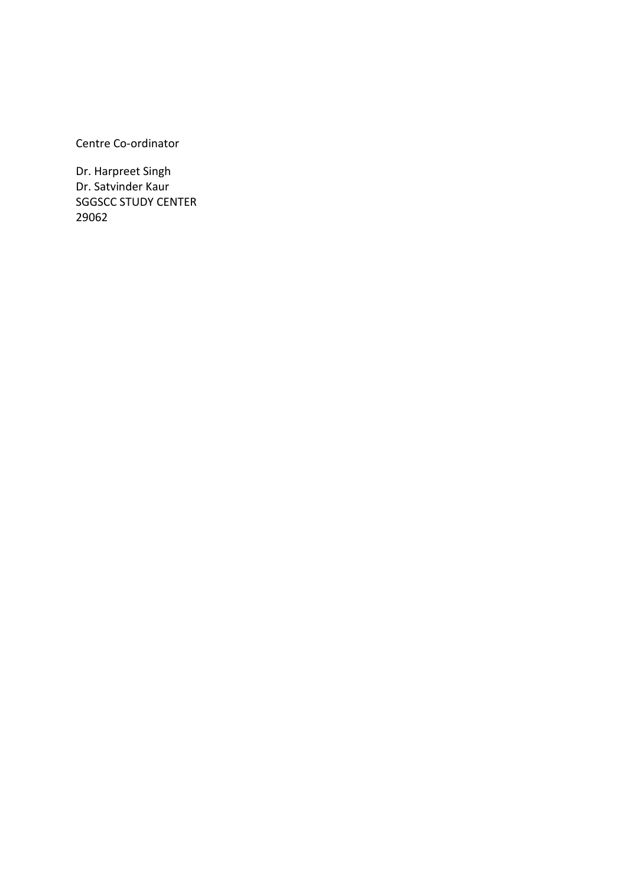Centre Co-ordinator

Dr. Harpreet Singh
Dr. Satvinder Kaur
SGGSCC STUDY CENTER
29062